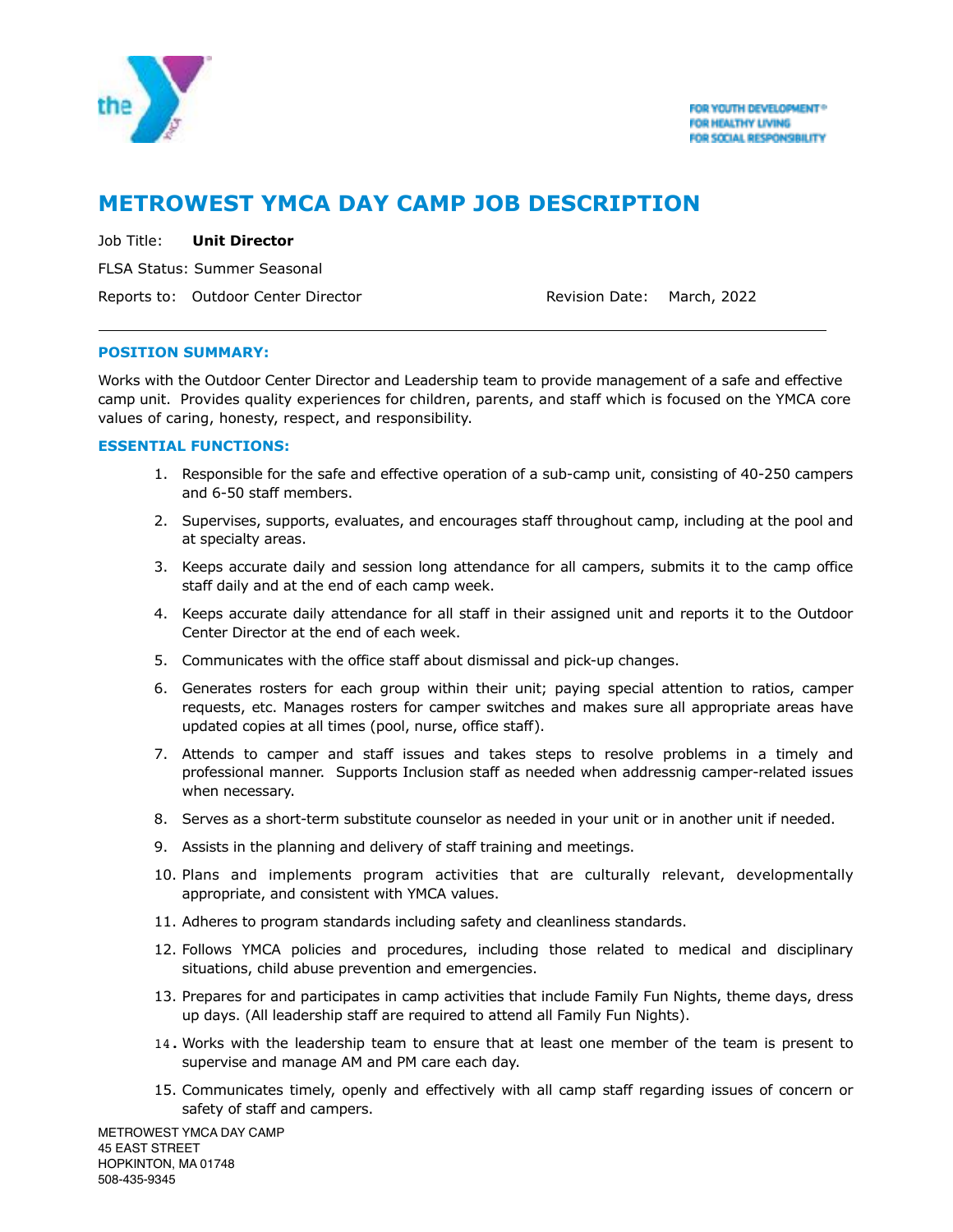FOR YOUTH DEVELOPMENT®
FOR HEALTHY LIVING
FOR SOCIAL RESPONSIBILITY

# METROWEST YMCA DAY CAMP JOB DESCRIPTION

Job Title: **Unit Director**

FLSA Status: Summer Seasonal

Reports to: Outdoor Center Director Revision Date: March, 2022

---

### POSITION SUMMARY:

Works with the Outdoor Center Director and Leadership team to provide management of a safe and effective camp unit. Provides quality experiences for children, parents, and staff which is focused on the YMCA core values of caring, honesty, respect, and responsibility.

### ESSENTIAL FUNCTIONS:

1. Responsible for the safe and effective operation of a sub-camp unit, consisting of 40-250 campers and 6-50 staff members.
2. Supervises, supports, evaluates, and encourages staff throughout camp, including at the pool and at specialty areas.
3. Keeps accurate daily and session long attendance for all campers, submits it to the camp office staff daily and at the end of each camp week.
4. Keeps accurate daily attendance for all staff in their assigned unit and reports it to the Outdoor Center Director at the end of each week.
5. Communicates with the office staff about dismissal and pick-up changes.
6. Generates rosters for each group within their unit; paying special attention to ratios, camper requests, etc. Manages rosters for camper switches and makes sure all appropriate areas have updated copies at all times (pool, nurse, office staff).
7. Attends to camper and staff issues and takes steps to resolve problems in a timely and professional manner. Supports Inclusion staff as needed when addressnig camper-related issues when necessary.
8. Serves as a short-term substitute counselor as needed in your unit or in another unit if needed.
9. Assists in the planning and delivery of staff training and meetings.
10. Plans and implements program activities that are culturally relevant, developmentally appropriate, and consistent with YMCA values.
11. Adheres to program standards including safety and cleanliness standards.
12. Follows YMCA policies and procedures, including those related to medical and disciplinary situations, child abuse prevention and emergencies.
13. Prepares for and participates in camp activities that include Family Fun Nights, theme days, dress up days. (All leadership staff are required to attend all Family Fun Nights).
14. Works with the leadership team to ensure that at least one member of the team is present to supervise and manage AM and PM care each day.
15. Communicates timely, openly and effectively with all camp staff regarding issues of concern or safety of staff and campers.

METROWEST YMCA DAY CAMP
45 EAST STREET
HOPKINTON, MA 01748
508-435-9345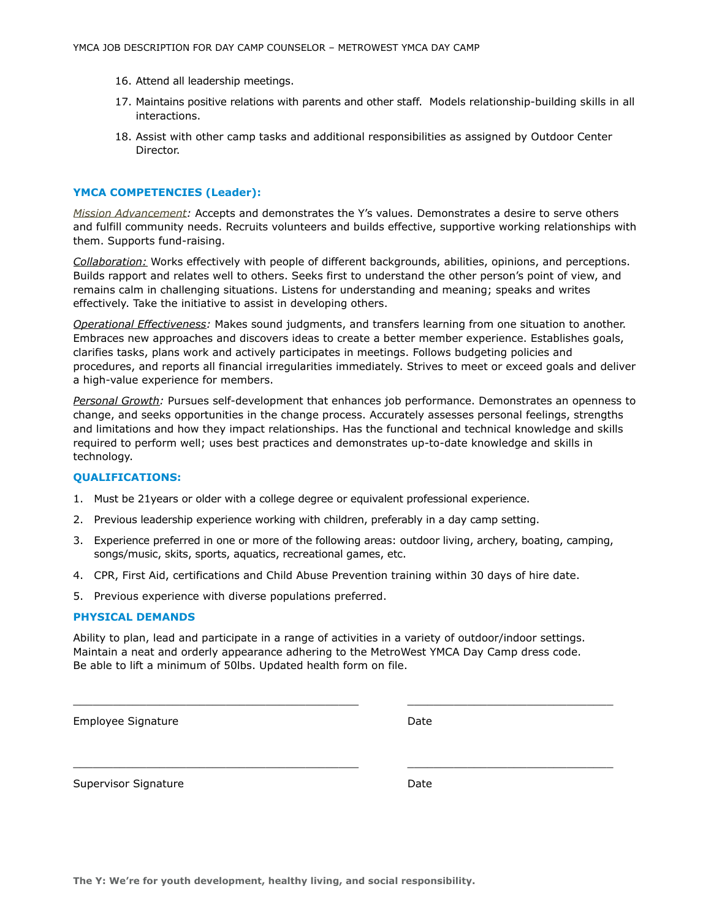16. Attend all leadership meetings.
17. Maintains positive relations with parents and other staff. Models relationship-building skills in all interactions.
18. Assist with other camp tasks and additional responsibilities as assigned by Outdoor Center Director.

## YMCA COMPETENCIES (Leader):

*Mission Advancement:* Accepts and demonstrates the Y's values. Demonstrates a desire to serve others and fulfill community needs. Recruits volunteers and builds effective, supportive working relationships with them. Supports fund-raising.

*Collaboration:* Works effectively with people of different backgrounds, abilities, opinions, and perceptions. Builds rapport and relates well to others. Seeks first to understand the other person's point of view, and remains calm in challenging situations. Listens for understanding and meaning; speaks and writes effectively. Take the initiative to assist in developing others.

*Operational Effectiveness:* Makes sound judgments, and transfers learning from one situation to another. Embraces new approaches and discovers ideas to create a better member experience. Establishes goals, clarifies tasks, plans work and actively participates in meetings. Follows budgeting policies and procedures, and reports all financial irregularities immediately. Strives to meet or exceed goals and deliver a high-value experience for members.

*Personal Growth:* Pursues self-development that enhances job performance. Demonstrates an openness to change, and seeks opportunities in the change process. Accurately assesses personal feelings, strengths and limitations and how they impact relationships. Has the functional and technical knowledge and skills required to perform well; uses best practices and demonstrates up-to-date knowledge and skills in technology.

## QUALIFICATIONS:

1. Must be 21years or older with a college degree or equivalent professional experience.
2. Previous leadership experience working with children, preferably in a day camp setting.
3. Experience preferred in one or more of the following areas: outdoor living, archery, boating, camping, songs/music, skits, sports, aquatics, recreational games, etc.
4. CPR, First Aid, certifications and Child Abuse Prevention training within 30 days of hire date.
5. Previous experience with diverse populations preferred.

## PHYSICAL DEMANDS

Ability to plan, lead and participate in a range of activities in a variety of outdoor/indoor settings. Maintain a neat and orderly appearance adhering to the MetroWest YMCA Day Camp dress code. Be able to lift a minimum of 50lbs. Updated health form on file.

\_\_\_\_\_\_\_\_\_\_\_\_\_\_\_\_\_\_\_\_\_\_\_\_\_\_\_\_\_\_\_\_\_\_\_\_\_\_\_\_ \_\_\_\_\_\_\_\_\_\_\_\_\_\_\_\_\_\_\_\_\_\_\_\_\_\_\_\_\_\_

Employee Signature Date

\_\_\_\_\_\_\_\_\_\_\_\_\_\_\_\_\_\_\_\_\_\_\_\_\_\_\_\_\_\_\_\_\_\_\_\_\_\_\_\_ \_\_\_\_\_\_\_\_\_\_\_\_\_\_\_\_\_\_\_\_\_\_\_\_\_\_\_\_\_\_

Supervisor Signature Date

**The Y: We're for youth development, healthy living, and social responsibility.**